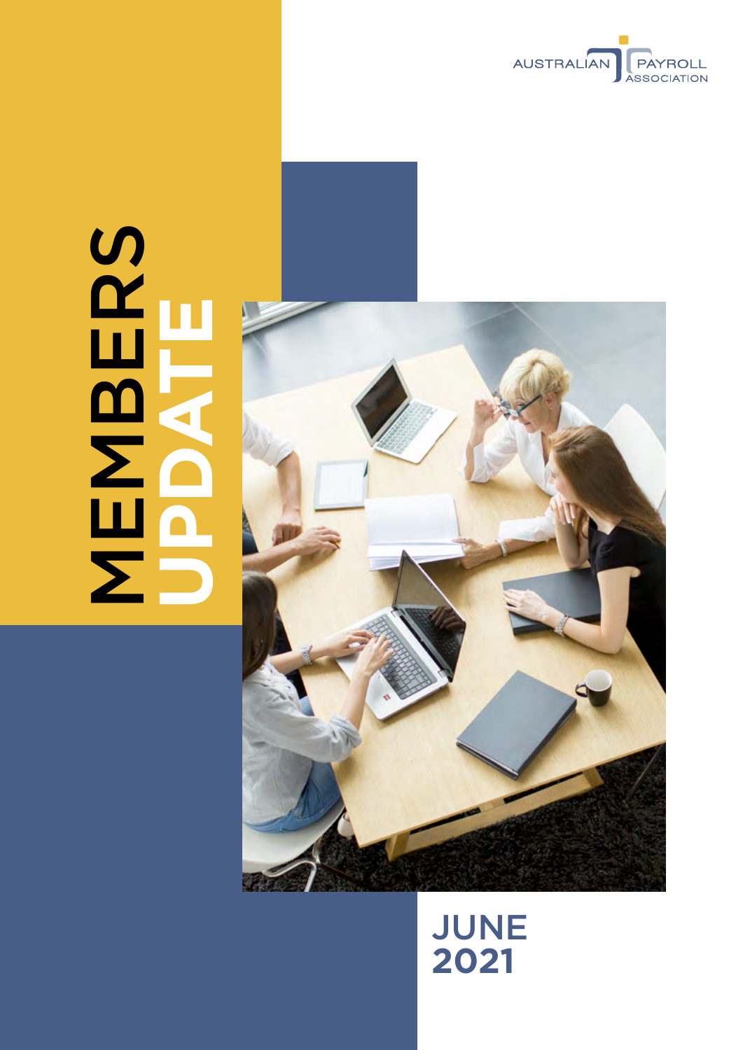AUSTRALIAN PAYROLL ASSOCIATION

# MEMBERS UPDATE

## JUNE 2021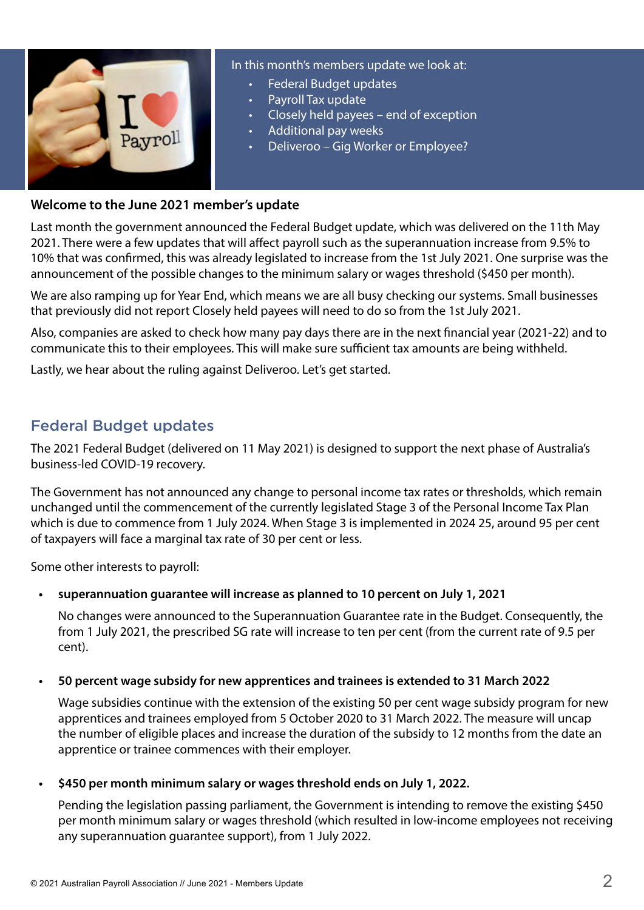In this month's members update we look at:

- Federal Budget updates
- Payroll Tax update
- Closely held payees – end of exception
- Additional pay weeks
- Deliveroo – Gig Worker or Employee?

**Welcome to the June 2021 member's update**

Last month the government announced the Federal Budget update, which was delivered on the 11th May 2021. There were a few updates that will affect payroll such as the superannuation increase from 9.5% to 10% that was confirmed, this was already legislated to increase from the 1st July 2021. One surprise was the announcement of the possible changes to the minimum salary or wages threshold ($450 per month).

We are also ramping up for Year End, which means we are all busy checking our systems. Small businesses that previously did not report Closely held payees will need to do so from the 1st July 2021.

Also, companies are asked to check how many pay days there are in the next financial year (2021-22) and to communicate this to their employees. This will make sure sufficient tax amounts are being withheld.

Lastly, we hear about the ruling against Deliveroo. Let's get started.

## Federal Budget updates

The 2021 Federal Budget (delivered on 11 May 2021) is designed to support the next phase of Australia's business-led COVID-19 recovery.

The Government has not announced any change to personal income tax rates or thresholds, which remain unchanged until the commencement of the currently legislated Stage 3 of the Personal Income Tax Plan which is due to commence from 1 July 2024. When Stage 3 is implemented in 2024 25, around 95 per cent of taxpayers will face a marginal tax rate of 30 per cent or less.

Some other interests to payroll:

- **superannuation guarantee will increase as planned to 10 percent on July 1, 2021**

  No changes were announced to the Superannuation Guarantee rate in the Budget. Consequently, the from 1 July 2021, the prescribed SG rate will increase to ten per cent (from the current rate of 9.5 per cent).

- **50 percent wage subsidy for new apprentices and trainees is extended to 31 March 2022**

  Wage subsidies continue with the extension of the existing 50 per cent wage subsidy program for new apprentices and trainees employed from 5 October 2020 to 31 March 2022. The measure will uncap the number of eligible places and increase the duration of the subsidy to 12 months from the date an apprentice or trainee commences with their employer.

- **$450 per month minimum salary or wages threshold ends on July 1, 2022.**

  Pending the legislation passing parliament, the Government is intending to remove the existing $450 per month minimum salary or wages threshold (which resulted in low-income employees not receiving any superannuation guarantee support), from 1 July 2022.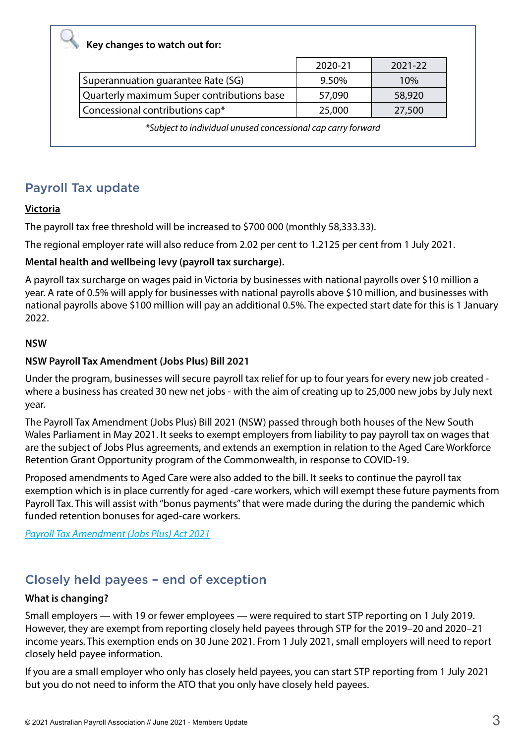**Key changes to watch out for:**

| | 2020-21 | 2021-22 |
|---|---|---|
| Superannuation guarantee Rate (SG) | 9.50% | 10% |
| Quarterly maximum Super contributions base | 57,090 | 58,920 |
| Concessional contributions cap* | 25,000 | 27,500 |

*\*Subject to individual unused concessional cap carry forward*

## Payroll Tax update

**Victoria**

The payroll tax free threshold will be increased to $700 000 (monthly 58,333.33).

The regional employer rate will also reduce from 2.02 per cent to 1.2125 per cent from 1 July 2021.

**Mental health and wellbeing levy (payroll tax surcharge).**

A payroll tax surcharge on wages paid in Victoria by businesses with national payrolls over $10 million a year. A rate of 0.5% will apply for businesses with national payrolls above $10 million, and businesses with national payrolls above $100 million will pay an additional 0.5%. The expected start date for this is 1 January 2022.

**NSW**

**NSW Payroll Tax Amendment (Jobs Plus) Bill 2021**

Under the program, businesses will secure payroll tax relief for up to four years for every new job created - where a business has created 30 new net jobs - with the aim of creating up to 25,000 new jobs by July next year.

The Payroll Tax Amendment (Jobs Plus) Bill 2021 (NSW) passed through both houses of the New South Wales Parliament in May 2021. It seeks to exempt employers from liability to pay payroll tax on wages that are the subject of Jobs Plus agreements, and extends an exemption in relation to the Aged Care Workforce Retention Grant Opportunity program of the Commonwealth, in response to COVID-19.

Proposed amendments to Aged Care were also added to the bill. It seeks to continue the payroll tax exemption which is in place currently for aged -care workers, which will exempt these future payments from Payroll Tax. This will assist with "bonus payments" that were made during the during the pandemic which funded retention bonuses for aged-care workers.

*Payroll Tax Amendment (Jobs Plus) Act 2021*

## Closely held payees – end of exception

**What is changing?**

Small employers — with 19 or fewer employees — were required to start STP reporting on 1 July 2019. However, they are exempt from reporting closely held payees through STP for the 2019–20 and 2020–21 income years. This exemption ends on 30 June 2021. From 1 July 2021, small employers will need to report closely held payee information.

If you are a small employer who only has closely held payees, you can start STP reporting from 1 July 2021 but you do not need to inform the ATO that you only have closely held payees.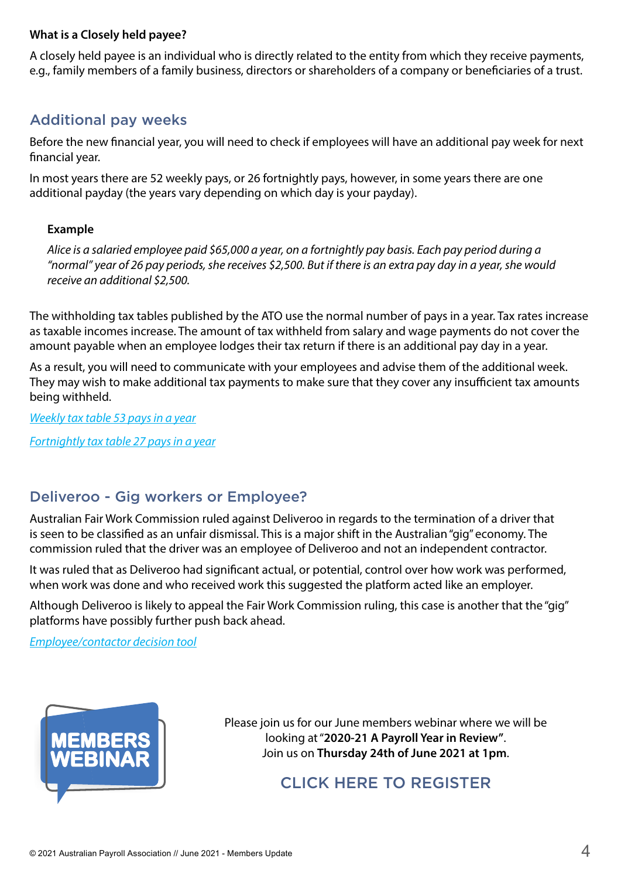**What is a Closely held payee?**

A closely held payee is an individual who is directly related to the entity from which they receive payments, e.g., family members of a family business, directors or shareholders of a company or beneficiaries of a trust.

## Additional pay weeks

Before the new financial year, you will need to check if employees will have an additional pay week for next financial year.

In most years there are 52 weekly pays, or 26 fortnightly pays, however, in some years there are one additional payday (the years vary depending on which day is your payday).

> **Example**
>
> *Alice is a salaried employee paid $65,000 a year, on a fortnightly pay basis. Each pay period during a "normal" year of 26 pay periods, she receives $2,500. But if there is an extra pay day in a year, she would receive an additional $2,500.*

The withholding tax tables published by the ATO use the normal number of pays in a year. Tax rates increase as taxable incomes increase. The amount of tax withheld from salary and wage payments do not cover the amount payable when an employee lodges their tax return if there is an additional pay day in a year.

As a result, you will need to communicate with your employees and advise them of the additional week. They may wish to make additional tax payments to make sure that they cover any insufficient tax amounts being withheld.

*Weekly tax table 53 pays in a year*

*Fortnightly tax table 27 pays in a year*

## Deliveroo - Gig workers or Employee?

Australian Fair Work Commission ruled against Deliveroo in regards to the termination of a driver that is seen to be classified as an unfair dismissal. This is a major shift in the Australian "gig" economy. The commission ruled that the driver was an employee of Deliveroo and not an independent contractor.

It was ruled that as Deliveroo had significant actual, or potential, control over how work was performed, when work was done and who received work this suggested the platform acted like an employer.

Although Deliveroo is likely to appeal the Fair Work Commission ruling, this case is another that the "gig" platforms have possibly further push back ahead.

*Employee/contactor decision tool*

MEMBERS WEBINAR

Please join us for our June members webinar where we will be looking at "**2020-21 A Payroll Year in Review**". Join us on **Thursday 24th of June 2021 at 1pm**.

CLICK HERE TO REGISTER

© 2021 Australian Payroll Association // June 2021 - Members Update